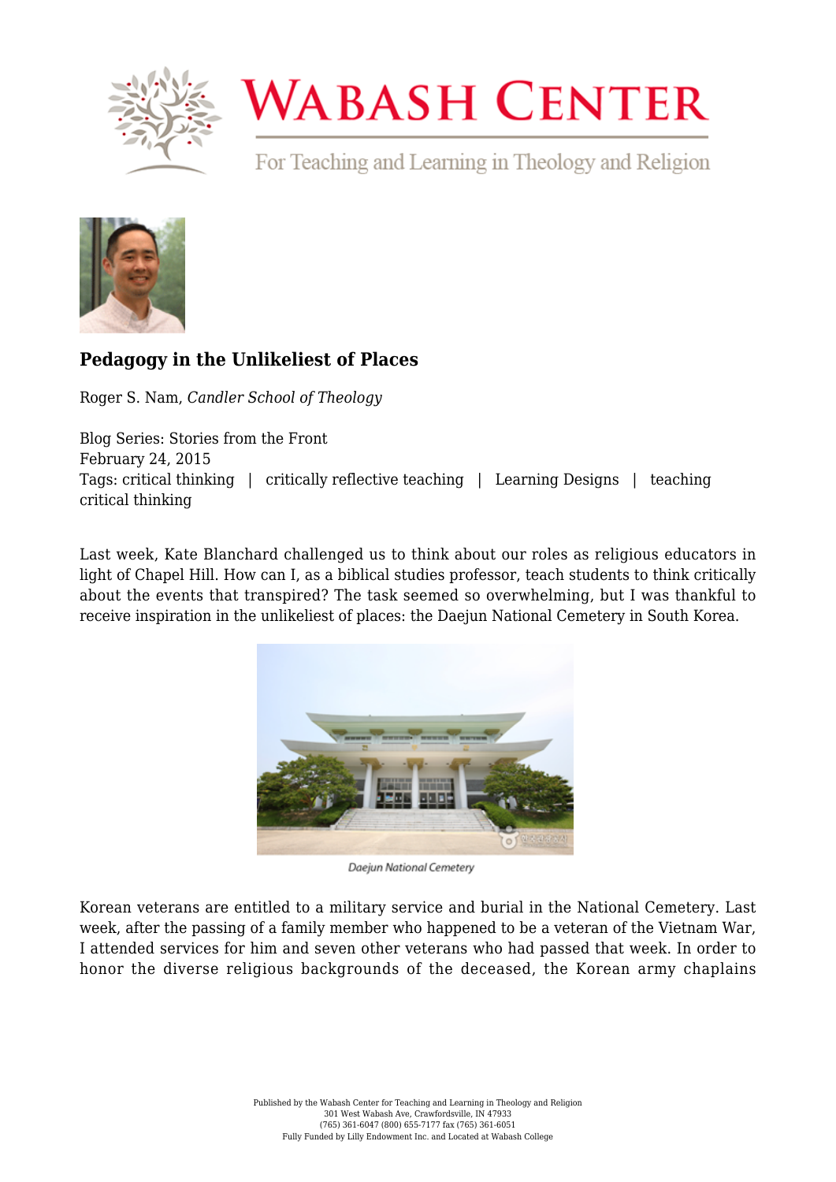# Pedagogy in the Unlikeliest of Places

Roger S. Nam, *Candler School of Theology*

Blog Series: Stories from the Front
February 24, 2015
Tags: critical thinking | critically reflective teaching | Learning Designs | teaching critical thinking

Last week, Kate Blanchard challenged us to think about our roles as religious educators in light of Chapel Hill. How can I, as a biblical studies professor, teach students to think critically about the events that transpired? The task seemed so overwhelming, but I was thankful to receive inspiration in the unlikeliest of places: the Daejun National Cemetery in South Korea.

Daejun National Cemetery

Korean veterans are entitled to a military service and burial in the National Cemetery. Last week, after the passing of a family member who happened to be a veteran of the Vietnam War, I attended services for him and seven other veterans who had passed that week. In order to honor the diverse religious backgrounds of the deceased, the Korean army chaplains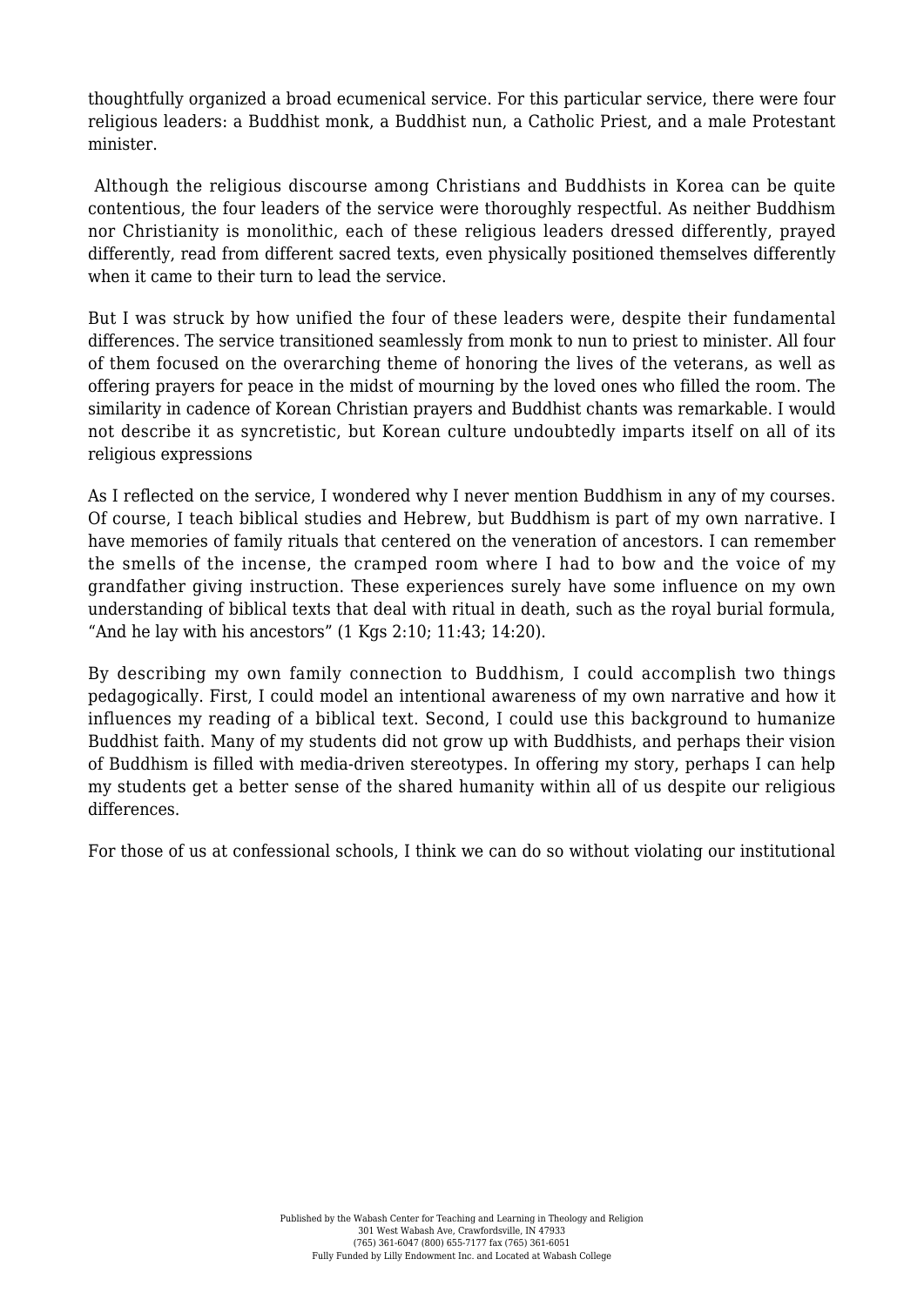thoughtfully organized a broad ecumenical service. For this particular service, there were four religious leaders: a Buddhist monk, a Buddhist nun, a Catholic Priest, and a male Protestant minister.

Although the religious discourse among Christians and Buddhists in Korea can be quite contentious, the four leaders of the service were thoroughly respectful. As neither Buddhism nor Christianity is monolithic, each of these religious leaders dressed differently, prayed differently, read from different sacred texts, even physically positioned themselves differently when it came to their turn to lead the service.

But I was struck by how unified the four of these leaders were, despite their fundamental differences. The service transitioned seamlessly from monk to nun to priest to minister. All four of them focused on the overarching theme of honoring the lives of the veterans, as well as offering prayers for peace in the midst of mourning by the loved ones who filled the room. The similarity in cadence of Korean Christian prayers and Buddhist chants was remarkable. I would not describe it as syncretistic, but Korean culture undoubtedly imparts itself on all of its religious expressions

As I reflected on the service, I wondered why I never mention Buddhism in any of my courses. Of course, I teach biblical studies and Hebrew, but Buddhism is part of my own narrative. I have memories of family rituals that centered on the veneration of ancestors. I can remember the smells of the incense, the cramped room where I had to bow and the voice of my grandfather giving instruction. These experiences surely have some influence on my own understanding of biblical texts that deal with ritual in death, such as the royal burial formula, "And he lay with his ancestors" (1 Kgs 2:10; 11:43; 14:20).

By describing my own family connection to Buddhism, I could accomplish two things pedagogically. First, I could model an intentional awareness of my own narrative and how it influences my reading of a biblical text. Second, I could use this background to humanize Buddhist faith. Many of my students did not grow up with Buddhists, and perhaps their vision of Buddhism is filled with media-driven stereotypes. In offering my story, perhaps I can help my students get a better sense of the shared humanity within all of us despite our religious differences.

For those of us at confessional schools, I think we can do so without violating our institutional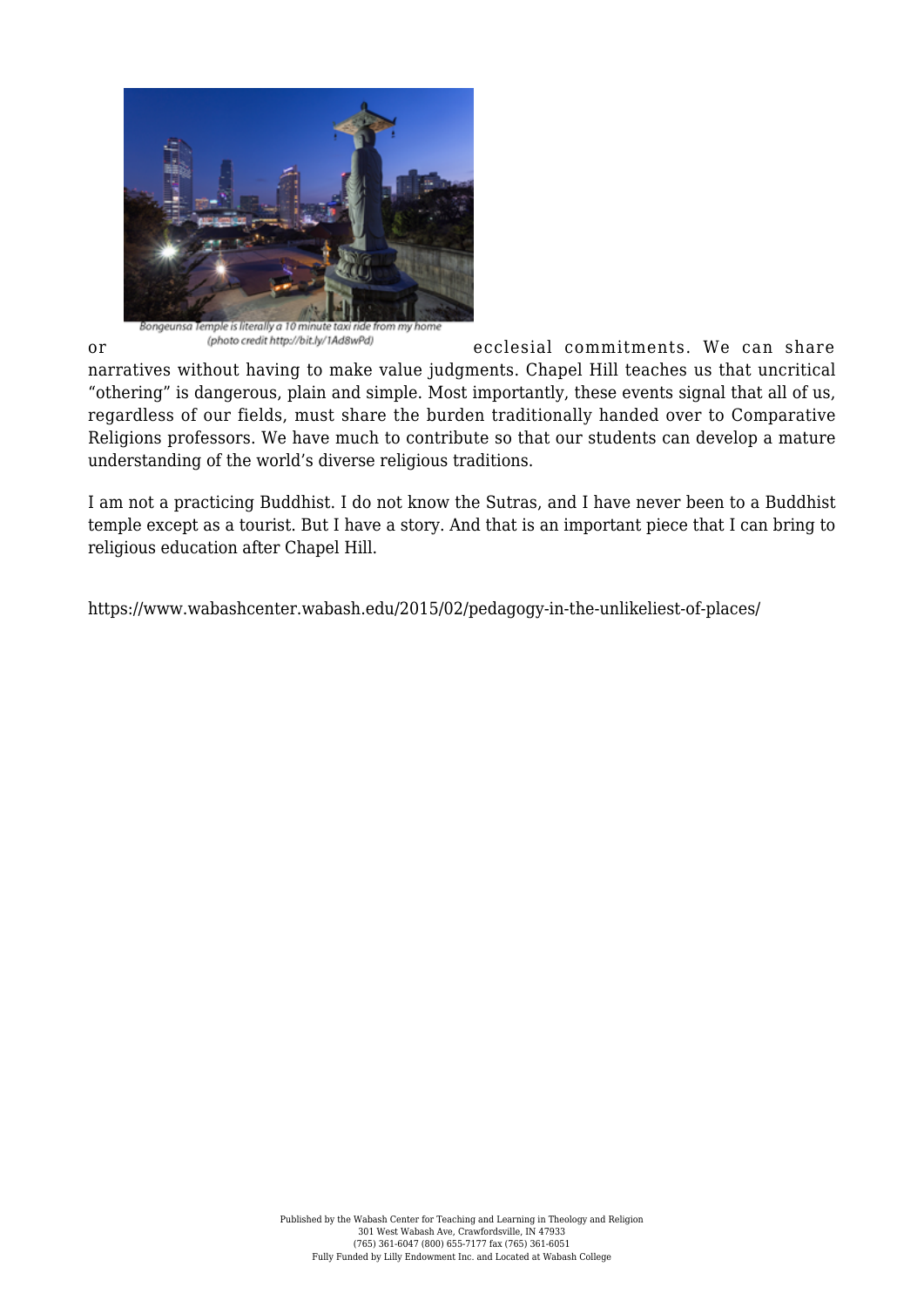Bongeunsa Temple is literally a 10 minute taxi ride from my home (photo credit http://bit.ly/1Ad8wPd)

or ecclesial commitments. We can share narratives without having to make value judgments. Chapel Hill teaches us that uncritical "othering" is dangerous, plain and simple. Most importantly, these events signal that all of us, regardless of our fields, must share the burden traditionally handed over to Comparative Religions professors. We have much to contribute so that our students can develop a mature understanding of the world's diverse religious traditions.

I am not a practicing Buddhist. I do not know the Sutras, and I have never been to a Buddhist temple except as a tourist. But I have a story. And that is an important piece that I can bring to religious education after Chapel Hill.

https://www.wabashcenter.wabash.edu/2015/02/pedagogy-in-the-unlikeliest-of-places/